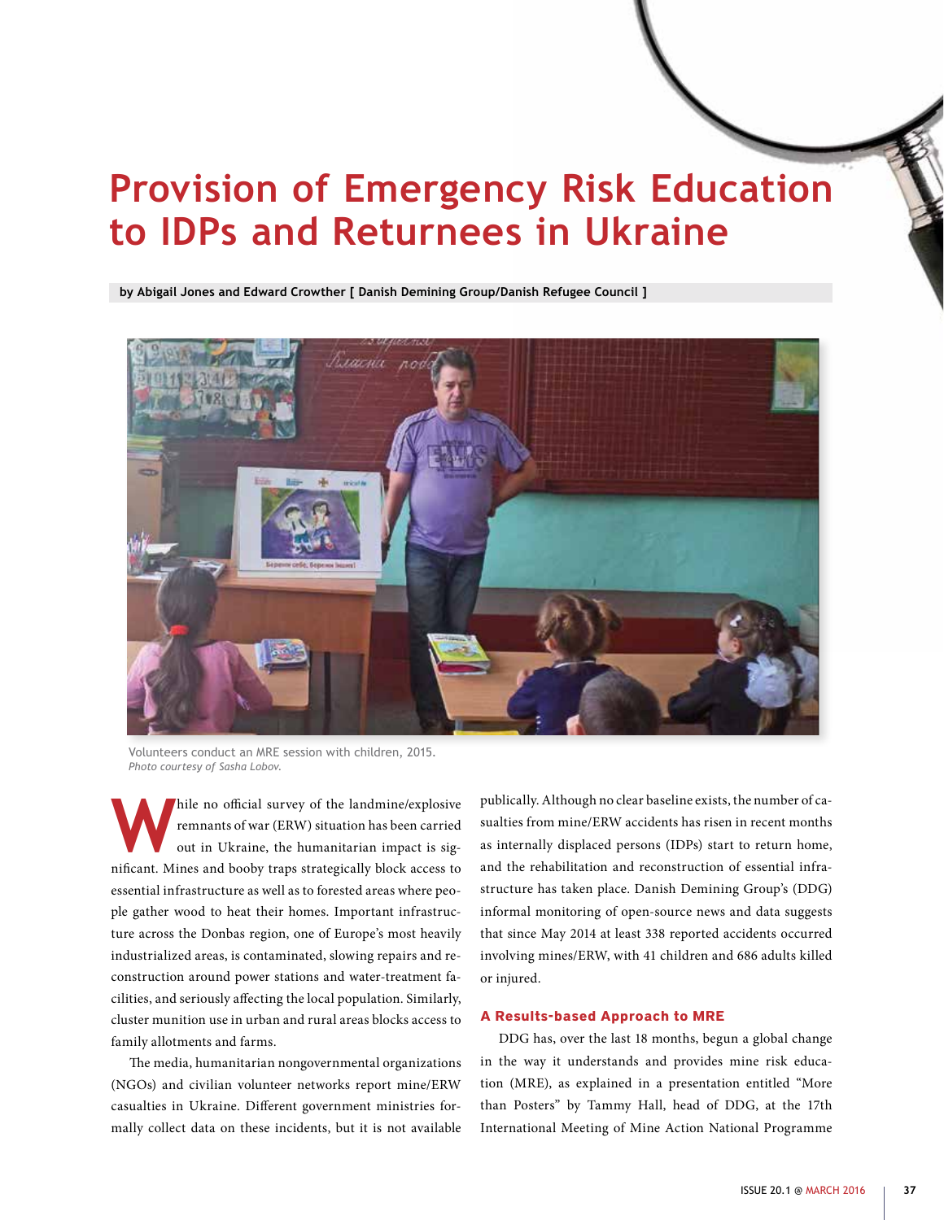# Provision of Emergency Risk Education to IDPs and Returnees in Ukraine

**by Abigail Jones and Edward Crowther [ Danish Demining Group/Danish Refugee Council ]**

Volunteers conduct an MRE session with children, 2015.
*Photo courtesy of Sasha Lobov.*

While no official survey of the landmine/explosive remnants of war (ERW) situation has been carried out in Ukraine, the humanitarian impact is significant. Mines and booby traps strategically block access to essential infrastructure as well as to forested areas where people gather wood to heat their homes. Important infrastructure across the Donbas region, one of Europe's most heavily industrialized areas, is contaminated, slowing repairs and reconstruction around power stations and water-treatment facilities, and seriously affecting the local population. Similarly, cluster munition use in urban and rural areas blocks access to family allotments and farms.

The media, humanitarian nongovernmental organizations (NGOs) and civilian volunteer networks report mine/ERW casualties in Ukraine. Different government ministries formally collect data on these incidents, but it is not available publically. Although no clear baseline exists, the number of casualties from mine/ERW accidents has risen in recent months as internally displaced persons (IDPs) start to return home, and the rehabilitation and reconstruction of essential infrastructure has taken place. Danish Demining Group's (DDG) informal monitoring of open-source news and data suggests that since May 2014 at least 338 reported accidents occurred involving mines/ERW, with 41 children and 686 adults killed or injured.

## A Results-based Approach to MRE

DDG has, over the last 18 months, begun a global change in the way it understands and provides mine risk education (MRE), as explained in a presentation entitled "More than Posters" by Tammy Hall, head of DDG, at the 17th International Meeting of Mine Action National Programme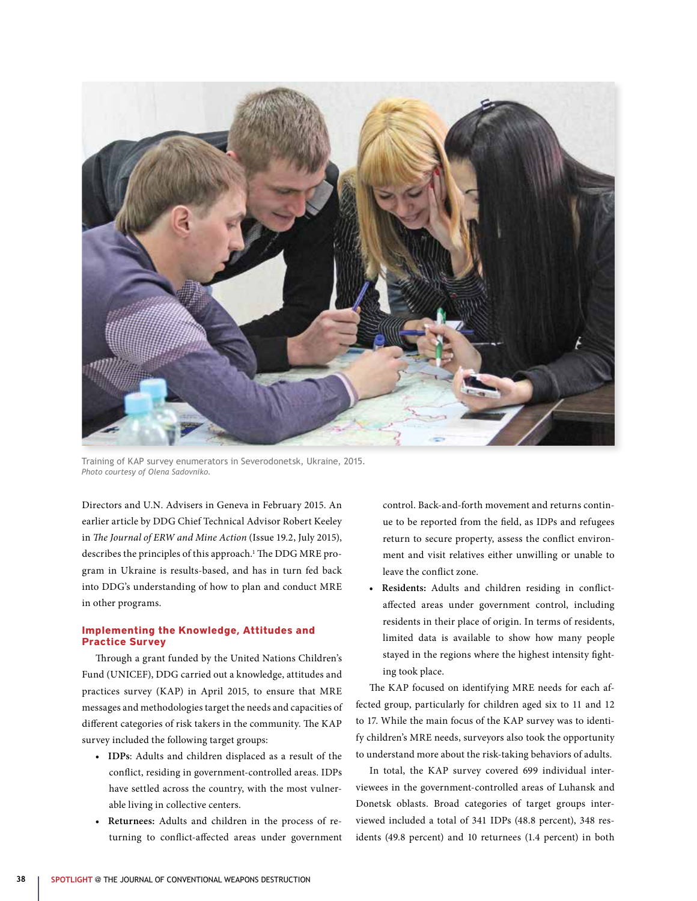Training of KAP survey enumerators in Severodonetsk, Ukraine, 2015.
*Photo courtesy of Olena Sadovniko.*

Directors and U.N. Advisers in Geneva in February 2015. An earlier article by DDG Chief Technical Advisor Robert Keeley in *The Journal of ERW and Mine Action* (Issue 19.2, July 2015), describes the principles of this approach.[1] The DDG MRE program in Ukraine is results-based, and has in turn fed back into DDG's understanding of how to plan and conduct MRE in other programs.

### Implementing the Knowledge, Attitudes and Practice Survey

Through a grant funded by the United Nations Children's Fund (UNICEF), DDG carried out a knowledge, attitudes and practices survey (KAP) in April 2015, to ensure that MRE messages and methodologies target the needs and capacities of different categories of risk takers in the community. The KAP survey included the following target groups:

- **IDPs**: Adults and children displaced as a result of the conflict, residing in government-controlled areas. IDPs have settled across the country, with the most vulnerable living in collective centers.
- **Returnees:** Adults and children in the process of returning to conflict-affected areas under government control. Back-and-forth movement and returns continue to be reported from the field, as IDPs and refugees return to secure property, assess the conflict environment and visit relatives either unwilling or unable to leave the conflict zone.
- **Residents:** Adults and children residing in conflict-affected areas under government control, including residents in their place of origin. In terms of residents, limited data is available to show how many people stayed in the regions where the highest intensity fighting took place.

The KAP focused on identifying MRE needs for each affected group, particularly for children aged six to 11 and 12 to 17. While the main focus of the KAP survey was to identify children's MRE needs, surveyors also took the opportunity to understand more about the risk-taking behaviors of adults.

In total, the KAP survey covered 699 individual interviewees in the government-controlled areas of Luhansk and Donetsk oblasts. Broad categories of target groups interviewed included a total of 341 IDPs (48.8 percent), 348 residents (49.8 percent) and 10 returnees (1.4 percent) in both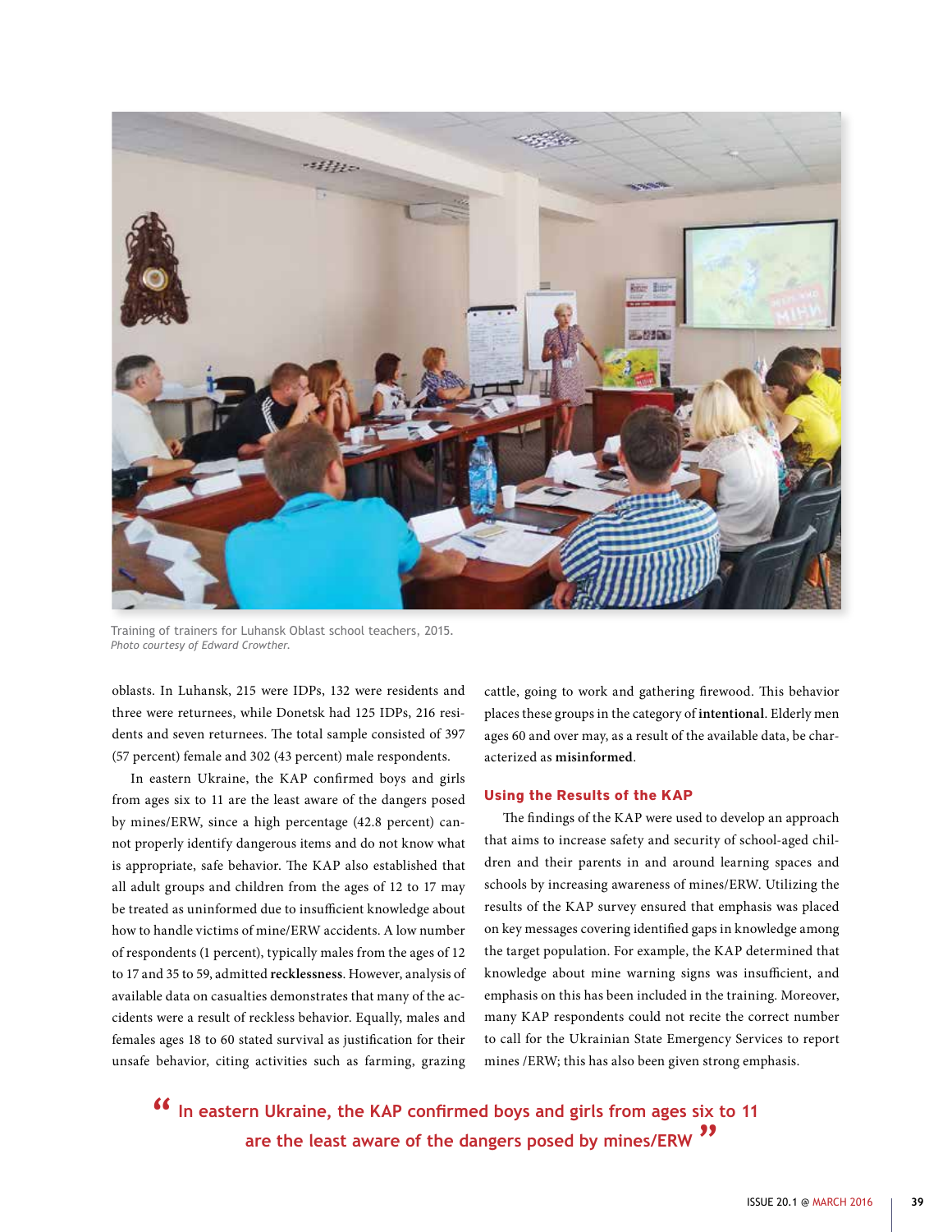Training of trainers for Luhansk Oblast school teachers, 2015.
*Photo courtesy of Edward Crowther.*

oblasts. In Luhansk, 215 were IDPs, 132 were residents and three were returnees, while Donetsk had 125 IDPs, 216 residents and seven returnees. The total sample consisted of 397 (57 percent) female and 302 (43 percent) male respondents.

In eastern Ukraine, the KAP confirmed boys and girls from ages six to 11 are the least aware of the dangers posed by mines/ERW, since a high percentage (42.8 percent) cannot properly identify dangerous items and do not know what is appropriate, safe behavior. The KAP also established that all adult groups and children from the ages of 12 to 17 may be treated as uninformed due to insufficient knowledge about how to handle victims of mine/ERW accidents. A low number of respondents (1 percent), typically males from the ages of 12 to 17 and 35 to 59, admitted **recklessness**. However, analysis of available data on casualties demonstrates that many of the accidents were a result of reckless behavior. Equally, males and females ages 18 to 60 stated survival as justification for their unsafe behavior, citing activities such as farming, grazing cattle, going to work and gathering firewood. This behavior places these groups in the category of **intentional**. Elderly men ages 60 and over may, as a result of the available data, be characterized as **misinformed**.

## Using the Results of the KAP

The findings of the KAP were used to develop an approach that aims to increase safety and security of school-aged children and their parents in and around learning spaces and schools by increasing awareness of mines/ERW. Utilizing the results of the KAP survey ensured that emphasis was placed on key messages covering identified gaps in knowledge among the target population. For example, the KAP determined that knowledge about mine warning signs was insufficient, and emphasis on this has been included in the training. Moreover, many KAP respondents could not recite the correct number to call for the Ukrainian State Emergency Services to report mines /ERW; this has also been given strong emphasis.

> "In eastern Ukraine, the KAP confirmed boys and girls from ages six to 11 are the least aware of the dangers posed by mines/ERW"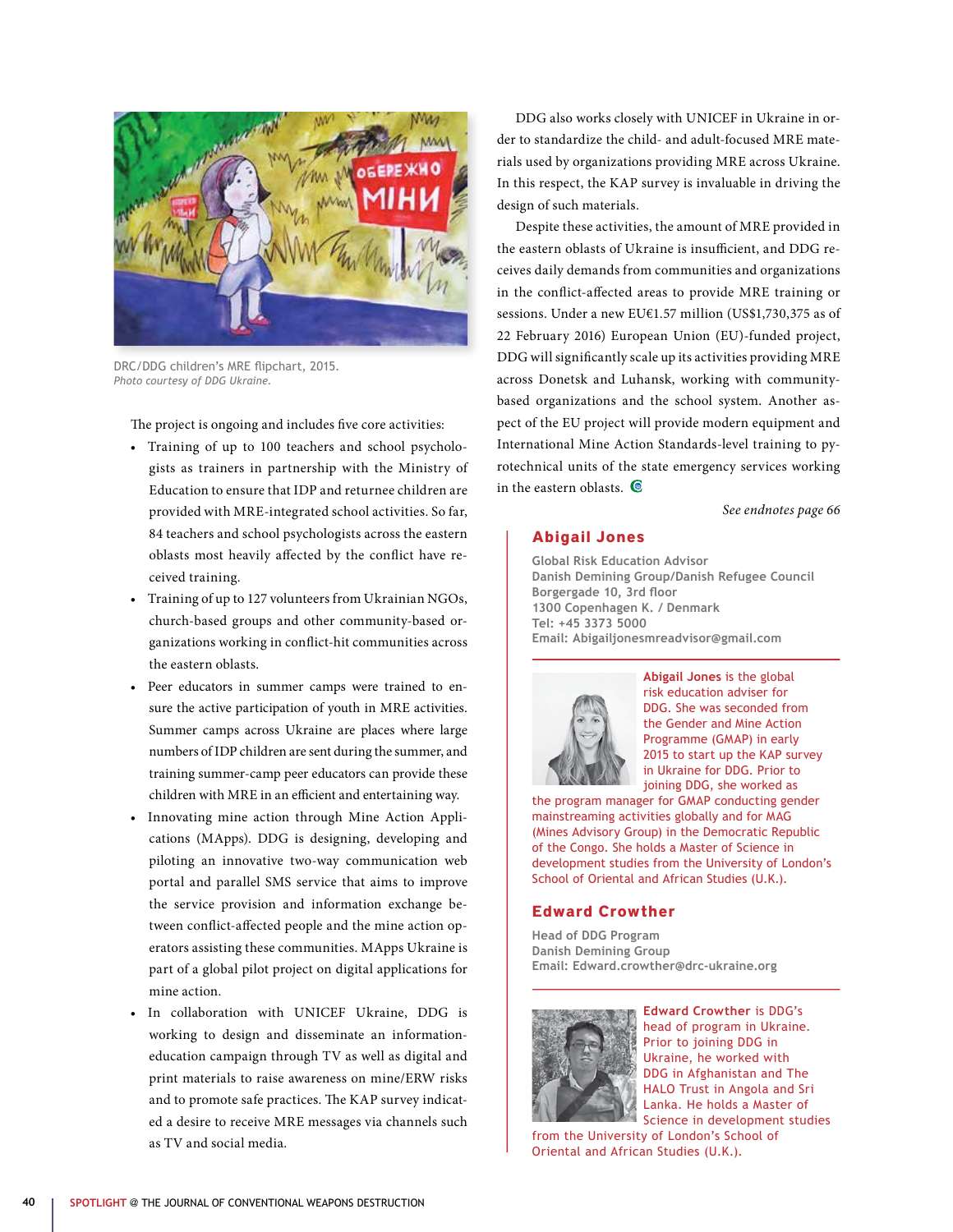DRC/DDG children's MRE flipchart, 2015.
*Photo courtesy of DDG Ukraine.*

The project is ongoing and includes five core activities:

- Training of up to 100 teachers and school psychologists as trainers in partnership with the Ministry of Education to ensure that IDP and returnee children are provided with MRE-integrated school activities. So far, 84 teachers and school psychologists across the eastern oblasts most heavily affected by the conflict have received training.
- Training of up to 127 volunteers from Ukrainian NGOs, church-based groups and other community-based organizations working in conflict-hit communities across the eastern oblasts.
- Peer educators in summer camps were trained to ensure the active participation of youth in MRE activities. Summer camps across Ukraine are places where large numbers of IDP children are sent during the summer, and training summer-camp peer educators can provide these children with MRE in an efficient and entertaining way.
- Innovating mine action through Mine Action Applications (MApps). DDG is designing, developing and piloting an innovative two-way communication web portal and parallel SMS service that aims to improve the service provision and information exchange between conflict-affected people and the mine action operators assisting these communities. MApps Ukraine is part of a global pilot project on digital applications for mine action.
- In collaboration with UNICEF Ukraine, DDG is working to design and disseminate an information-education campaign through TV as well as digital and print materials to raise awareness on mine/ERW risks and to promote safe practices. The KAP survey indicated a desire to receive MRE messages via channels such as TV and social media.

DDG also works closely with UNICEF in Ukraine in order to standardize the child- and adult-focused MRE materials used by organizations providing MRE across Ukraine. In this respect, the KAP survey is invaluable in driving the design of such materials.

Despite these activities, the amount of MRE provided in the eastern oblasts of Ukraine is insufficient, and DDG receives daily demands from communities and organizations in the conflict-affected areas to provide MRE training or sessions. Under a new EU€1.57 million (US$1,730,375 as of 22 February 2016) European Union (EU)-funded project, DDG will significantly scale up its activities providing MRE across Donetsk and Luhansk, working with community-based organizations and the school system. Another aspect of the EU project will provide modern equipment and International Mine Action Standards-level training to pyrotechnical units of the state emergency services working in the eastern oblasts.

*See endnotes page 66*

## Abigail Jones

Global Risk Education Advisor
Danish Demining Group/Danish Refugee Council
Borgergade 10, 3rd floor
1300 Copenhagen K. / Denmark
Tel: +45 3373 5000
Email: Abigailjonesmreadvisor@gmail.com

**Abigail Jones** is the global risk education adviser for DDG. She was seconded from the Gender and Mine Action Programme (GMAP) in early 2015 to start up the KAP survey in Ukraine for DDG. Prior to joining DDG, she worked as the program manager for GMAP conducting gender mainstreaming activities globally and for MAG (Mines Advisory Group) in the Democratic Republic of the Congo. She holds a Master of Science in development studies from the University of London's School of Oriental and African Studies (U.K.).

## Edward Crowther

Head of DDG Program
Danish Demining Group
Email: Edward.crowther@drc-ukraine.org

**Edward Crowther** is DDG's head of program in Ukraine. Prior to joining DDG in Ukraine, he worked with DDG in Afghanistan and The HALO Trust in Angola and Sri Lanka. He holds a Master of Science in development studies from the University of London's School of Oriental and African Studies (U.K.).